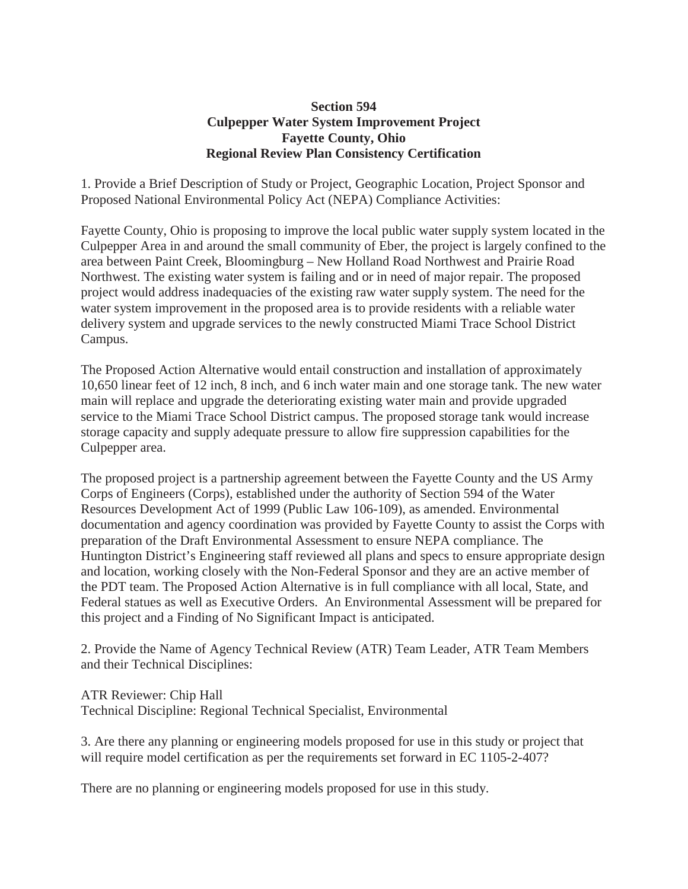**Section 594**
**Culpepper Water System Improvement Project**
**Fayette County, Ohio**
**Regional Review Plan Consistency Certification**

1. Provide a Brief Description of Study or Project, Geographic Location, Project Sponsor and Proposed National Environmental Policy Act (NEPA) Compliance Activities:

Fayette County, Ohio is proposing to improve the local public water supply system located in the Culpepper Area in and around the small community of Eber, the project is largely confined to the area between Paint Creek, Bloomingburg – New Holland Road Northwest and Prairie Road Northwest. The existing water system is failing and or in need of major repair. The proposed project would address inadequacies of the existing raw water supply system. The need for the water system improvement in the proposed area is to provide residents with a reliable water delivery system and upgrade services to the newly constructed Miami Trace School District Campus.

The Proposed Action Alternative would entail construction and installation of approximately 10,650 linear feet of 12 inch, 8 inch, and 6 inch water main and one storage tank. The new water main will replace and upgrade the deteriorating existing water main and provide upgraded service to the Miami Trace School District campus. The proposed storage tank would increase storage capacity and supply adequate pressure to allow fire suppression capabilities for the Culpepper area.

The proposed project is a partnership agreement between the Fayette County and the US Army Corps of Engineers (Corps), established under the authority of Section 594 of the Water Resources Development Act of 1999 (Public Law 106-109), as amended. Environmental documentation and agency coordination was provided by Fayette County to assist the Corps with preparation of the Draft Environmental Assessment to ensure NEPA compliance. The Huntington District's Engineering staff reviewed all plans and specs to ensure appropriate design and location, working closely with the Non-Federal Sponsor and they are an active member of the PDT team. The Proposed Action Alternative is in full compliance with all local, State, and Federal statues as well as Executive Orders. An Environmental Assessment will be prepared for this project and a Finding of No Significant Impact is anticipated.

2. Provide the Name of Agency Technical Review (ATR) Team Leader, ATR Team Members and their Technical Disciplines:

ATR Reviewer: Chip Hall
Technical Discipline: Regional Technical Specialist, Environmental

3. Are there any planning or engineering models proposed for use in this study or project that will require model certification as per the requirements set forward in EC 1105-2-407?

There are no planning or engineering models proposed for use in this study.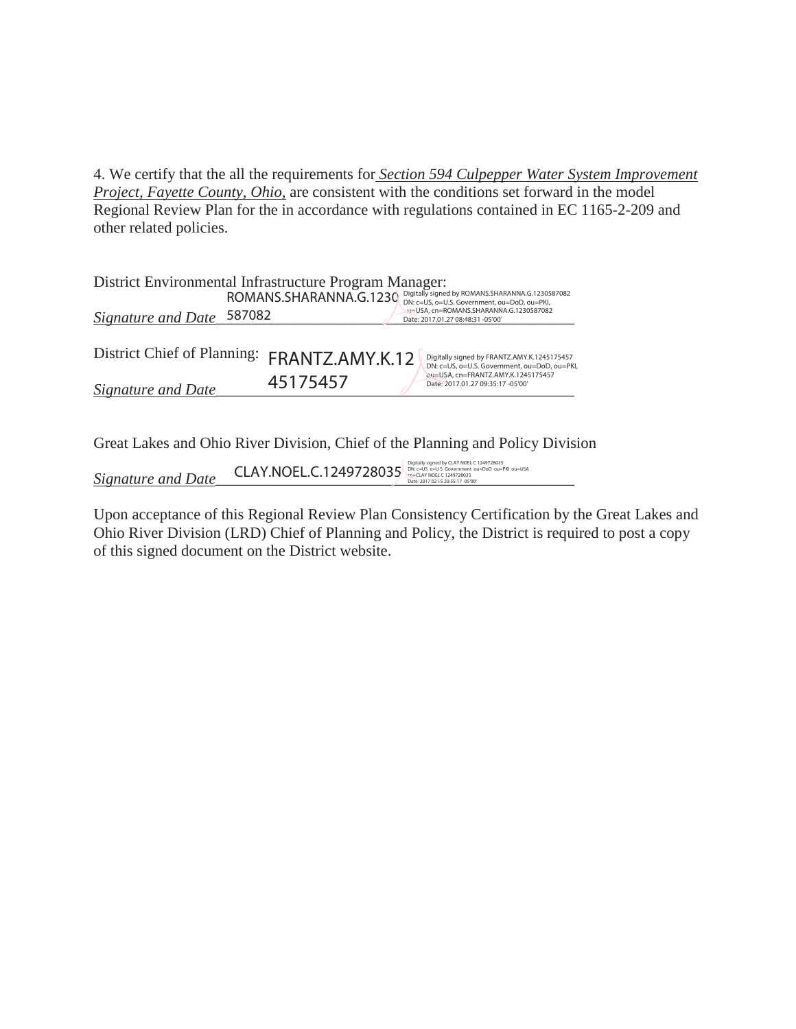4. We certify that the all the requirements for *Section 594 Culpepper Water System Improvement Project, Fayette County, Ohio,* are consistent with the conditions set forward in the model Regional Review Plan for the in accordance with regulations contained in EC 1165-2-209 and other related policies.

District Environmental Infrastructure Program Manager:

*Signature and Date* ROMANS.SHARANNA.G.1230587082 Digitally signed by ROMANS.SHARANNA.G.1230587082 DN: c=US, o=U.S. Government, ou=DoD, ou=PKI, ou=USA, cn=ROMANS.SHARANNA.G.1230587082 Date: 2017.01.27 08:48:31 -05'00'

District Chief of Planning:

*Signature and Date* FRANTZ.AMY.K.1245175457 Digitally signed by FRANTZ.AMY.K.1245175457 DN: c=US, o=U.S. Government, ou=DoD, ou=PKI, ou=USA, cn=FRANTZ.AMY.K.1245175457 Date: 2017.01.27 09:35:17 -05'00'

Great Lakes and Ohio River Division, Chief of the Planning and Policy Division

*Signature and Date* CLAY.NOEL.C.1249728035 Digitally signed by CLAY.NOEL.C.1249728035 DN: c=US, o=U.S. Government, ou=DoD, ou=PKI, ou=USA, cn=CLAY.NOEL.C.1249728035 Date: 2017.02.15 20:55:17 -05'00'

Upon acceptance of this Regional Review Plan Consistency Certification by the Great Lakes and Ohio River Division (LRD) Chief of Planning and Policy, the District is required to post a copy of this signed document on the District website.